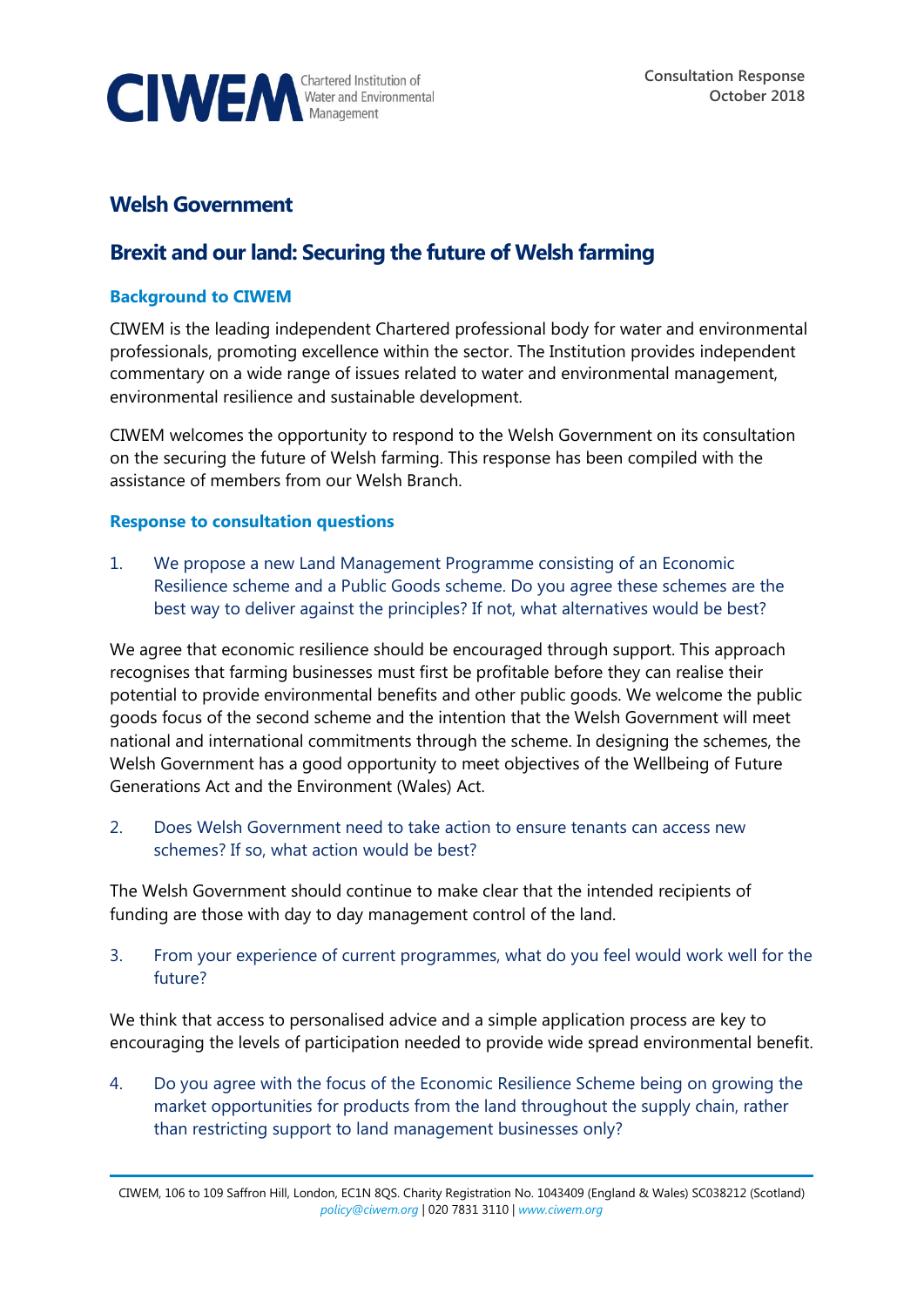CIWEM Chartered Institution of Water and Environmental Management

Consultation Response
October 2018

# Welsh Government

## Brexit and our land: Securing the future of Welsh farming

### Background to CIWEM

CIWEM is the leading independent Chartered professional body for water and environmental professionals, promoting excellence within the sector. The Institution provides independent commentary on a wide range of issues related to water and environmental management, environmental resilience and sustainable development.

CIWEM welcomes the opportunity to respond to the Welsh Government on its consultation on the securing the future of Welsh farming. This response has been compiled with the assistance of members from our Welsh Branch.

### Response to consultation questions

1. We propose a new Land Management Programme consisting of an Economic Resilience scheme and a Public Goods scheme. Do you agree these schemes are the best way to deliver against the principles? If not, what alternatives would be best?

We agree that economic resilience should be encouraged through support. This approach recognises that farming businesses must first be profitable before they can realise their potential to provide environmental benefits and other public goods. We welcome the public goods focus of the second scheme and the intention that the Welsh Government will meet national and international commitments through the scheme. In designing the schemes, the Welsh Government has a good opportunity to meet objectives of the Wellbeing of Future Generations Act and the Environment (Wales) Act.

2. Does Welsh Government need to take action to ensure tenants can access new schemes? If so, what action would be best?

The Welsh Government should continue to make clear that the intended recipients of funding are those with day to day management control of the land.

3. From your experience of current programmes, what do you feel would work well for the future?

We think that access to personalised advice and a simple application process are key to encouraging the levels of participation needed to provide wide spread environmental benefit.

4. Do you agree with the focus of the Economic Resilience Scheme being on growing the market opportunities for products from the land throughout the supply chain, rather than restricting support to land management businesses only?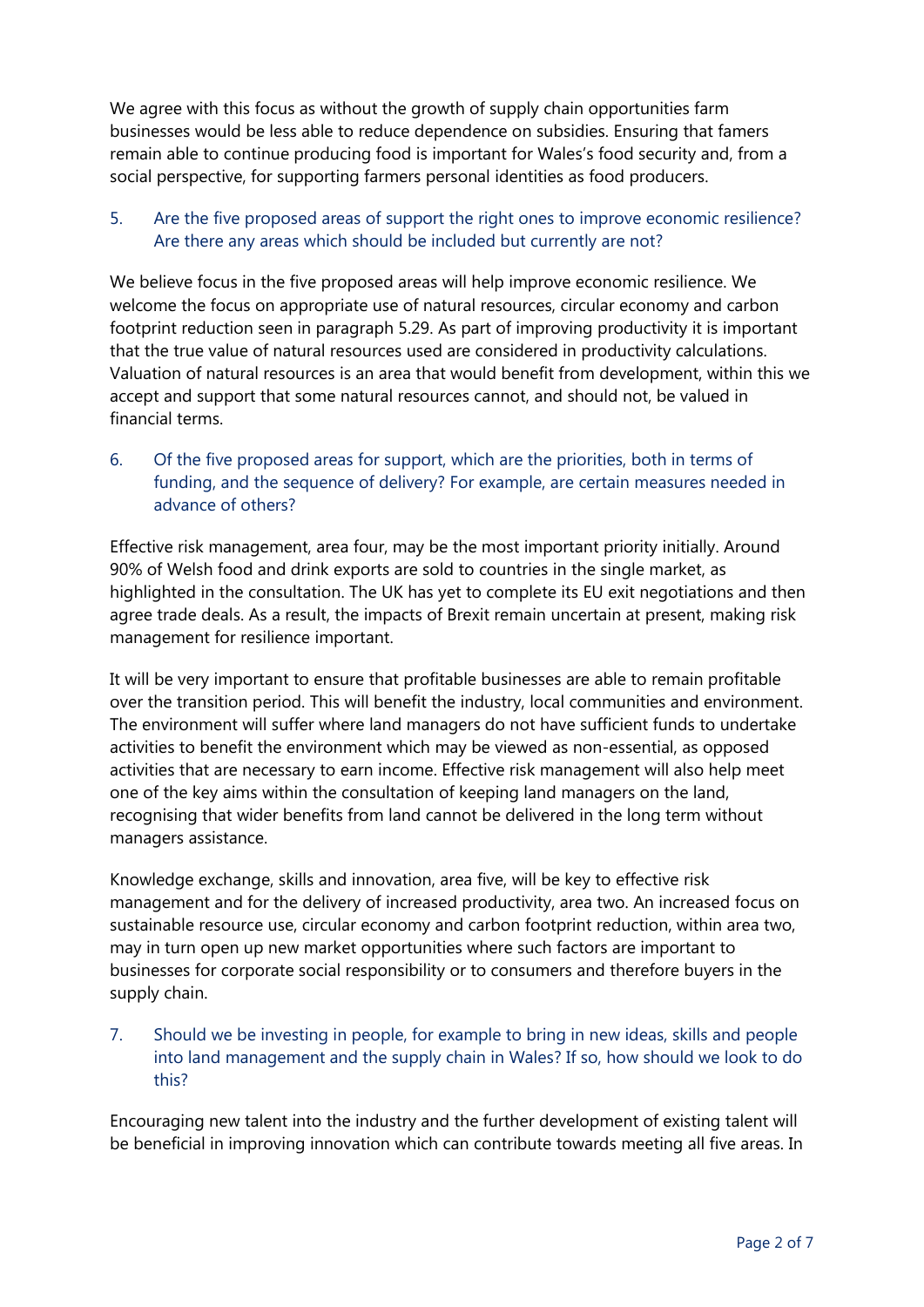We agree with this focus as without the growth of supply chain opportunities farm businesses would be less able to reduce dependence on subsidies. Ensuring that famers remain able to continue producing food is important for Wales's food security and, from a social perspective, for supporting farmers personal identities as food producers.

5. Are the five proposed areas of support the right ones to improve economic resilience? Are there any areas which should be included but currently are not?

We believe focus in the five proposed areas will help improve economic resilience. We welcome the focus on appropriate use of natural resources, circular economy and carbon footprint reduction seen in paragraph 5.29. As part of improving productivity it is important that the true value of natural resources used are considered in productivity calculations. Valuation of natural resources is an area that would benefit from development, within this we accept and support that some natural resources cannot, and should not, be valued in financial terms.

6. Of the five proposed areas for support, which are the priorities, both in terms of funding, and the sequence of delivery? For example, are certain measures needed in advance of others?

Effective risk management, area four, may be the most important priority initially. Around 90% of Welsh food and drink exports are sold to countries in the single market, as highlighted in the consultation. The UK has yet to complete its EU exit negotiations and then agree trade deals. As a result, the impacts of Brexit remain uncertain at present, making risk management for resilience important.

It will be very important to ensure that profitable businesses are able to remain profitable over the transition period. This will benefit the industry, local communities and environment. The environment will suffer where land managers do not have sufficient funds to undertake activities to benefit the environment which may be viewed as non-essential, as opposed activities that are necessary to earn income. Effective risk management will also help meet one of the key aims within the consultation of keeping land managers on the land, recognising that wider benefits from land cannot be delivered in the long term without managers assistance.

Knowledge exchange, skills and innovation, area five, will be key to effective risk management and for the delivery of increased productivity, area two. An increased focus on sustainable resource use, circular economy and carbon footprint reduction, within area two, may in turn open up new market opportunities where such factors are important to businesses for corporate social responsibility or to consumers and therefore buyers in the supply chain.

7. Should we be investing in people, for example to bring in new ideas, skills and people into land management and the supply chain in Wales? If so, how should we look to do this?

Encouraging new talent into the industry and the further development of existing talent will be beneficial in improving innovation which can contribute towards meeting all five areas. In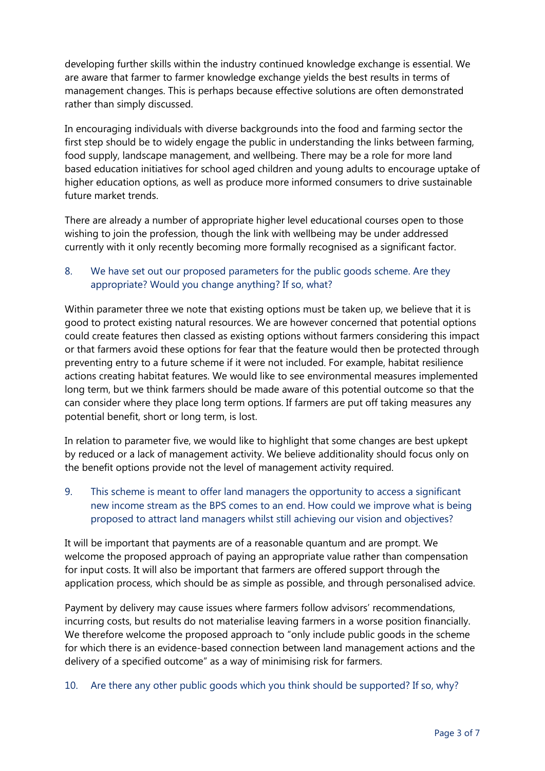developing further skills within the industry continued knowledge exchange is essential. We are aware that farmer to farmer knowledge exchange yields the best results in terms of management changes. This is perhaps because effective solutions are often demonstrated rather than simply discussed.

In encouraging individuals with diverse backgrounds into the food and farming sector the first step should be to widely engage the public in understanding the links between farming, food supply, landscape management, and wellbeing. There may be a role for more land based education initiatives for school aged children and young adults to encourage uptake of higher education options, as well as produce more informed consumers to drive sustainable future market trends.

There are already a number of appropriate higher level educational courses open to those wishing to join the profession, though the link with wellbeing may be under addressed currently with it only recently becoming more formally recognised as a significant factor.

8. We have set out our proposed parameters for the public goods scheme. Are they appropriate? Would you change anything? If so, what?

Within parameter three we note that existing options must be taken up, we believe that it is good to protect existing natural resources. We are however concerned that potential options could create features then classed as existing options without farmers considering this impact or that farmers avoid these options for fear that the feature would then be protected through preventing entry to a future scheme if it were not included. For example, habitat resilience actions creating habitat features. We would like to see environmental measures implemented long term, but we think farmers should be made aware of this potential outcome so that the can consider where they place long term options. If farmers are put off taking measures any potential benefit, short or long term, is lost.

In relation to parameter five, we would like to highlight that some changes are best upkept by reduced or a lack of management activity. We believe additionality should focus only on the benefit options provide not the level of management activity required.

9. This scheme is meant to offer land managers the opportunity to access a significant new income stream as the BPS comes to an end. How could we improve what is being proposed to attract land managers whilst still achieving our vision and objectives?

It will be important that payments are of a reasonable quantum and are prompt. We welcome the proposed approach of paying an appropriate value rather than compensation for input costs. It will also be important that farmers are offered support through the application process, which should be as simple as possible, and through personalised advice.

Payment by delivery may cause issues where farmers follow advisors' recommendations, incurring costs, but results do not materialise leaving farmers in a worse position financially. We therefore welcome the proposed approach to "only include public goods in the scheme for which there is an evidence-based connection between land management actions and the delivery of a specified outcome" as a way of minimising risk for farmers.

10. Are there any other public goods which you think should be supported? If so, why?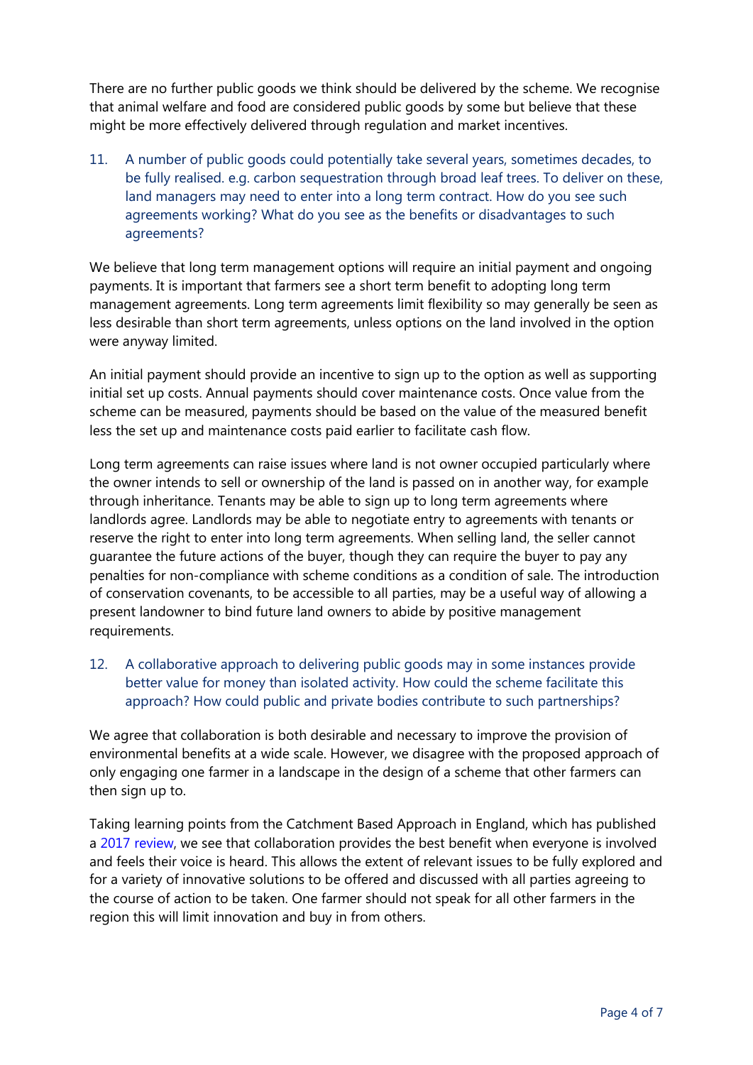There are no further public goods we think should be delivered by the scheme. We recognise that animal welfare and food are considered public goods by some but believe that these might be more effectively delivered through regulation and market incentives.

11. A number of public goods could potentially take several years, sometimes decades, to be fully realised. e.g. carbon sequestration through broad leaf trees. To deliver on these, land managers may need to enter into a long term contract. How do you see such agreements working? What do you see as the benefits or disadvantages to such agreements?

We believe that long term management options will require an initial payment and ongoing payments. It is important that farmers see a short term benefit to adopting long term management agreements. Long term agreements limit flexibility so may generally be seen as less desirable than short term agreements, unless options on the land involved in the option were anyway limited.

An initial payment should provide an incentive to sign up to the option as well as supporting initial set up costs. Annual payments should cover maintenance costs. Once value from the scheme can be measured, payments should be based on the value of the measured benefit less the set up and maintenance costs paid earlier to facilitate cash flow.

Long term agreements can raise issues where land is not owner occupied particularly where the owner intends to sell or ownership of the land is passed on in another way, for example through inheritance. Tenants may be able to sign up to long term agreements where landlords agree. Landlords may be able to negotiate entry to agreements with tenants or reserve the right to enter into long term agreements. When selling land, the seller cannot guarantee the future actions of the buyer, though they can require the buyer to pay any penalties for non-compliance with scheme conditions as a condition of sale. The introduction of conservation covenants, to be accessible to all parties, may be a useful way of allowing a present landowner to bind future land owners to abide by positive management requirements.

12. A collaborative approach to delivering public goods may in some instances provide better value for money than isolated activity. How could the scheme facilitate this approach? How could public and private bodies contribute to such partnerships?

We agree that collaboration is both desirable and necessary to improve the provision of environmental benefits at a wide scale. However, we disagree with the proposed approach of only engaging one farmer in a landscape in the design of a scheme that other farmers can then sign up to.

Taking learning points from the Catchment Based Approach in England, which has published a 2017 review, we see that collaboration provides the best benefit when everyone is involved and feels their voice is heard. This allows the extent of relevant issues to be fully explored and for a variety of innovative solutions to be offered and discussed with all parties agreeing to the course of action to be taken. One farmer should not speak for all other farmers in the region this will limit innovation and buy in from others.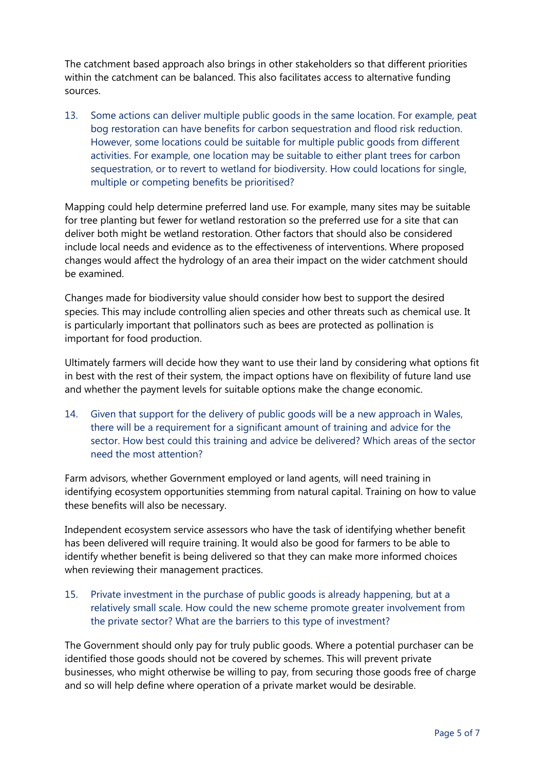The catchment based approach also brings in other stakeholders so that different priorities within the catchment can be balanced. This also facilitates access to alternative funding sources.

13. Some actions can deliver multiple public goods in the same location. For example, peat bog restoration can have benefits for carbon sequestration and flood risk reduction. However, some locations could be suitable for multiple public goods from different activities. For example, one location may be suitable to either plant trees for carbon sequestration, or to revert to wetland for biodiversity. How could locations for single, multiple or competing benefits be prioritised?

Mapping could help determine preferred land use. For example, many sites may be suitable for tree planting but fewer for wetland restoration so the preferred use for a site that can deliver both might be wetland restoration. Other factors that should also be considered include local needs and evidence as to the effectiveness of interventions. Where proposed changes would affect the hydrology of an area their impact on the wider catchment should be examined.

Changes made for biodiversity value should consider how best to support the desired species. This may include controlling alien species and other threats such as chemical use. It is particularly important that pollinators such as bees are protected as pollination is important for food production.

Ultimately farmers will decide how they want to use their land by considering what options fit in best with the rest of their system, the impact options have on flexibility of future land use and whether the payment levels for suitable options make the change economic.

14. Given that support for the delivery of public goods will be a new approach in Wales, there will be a requirement for a significant amount of training and advice for the sector. How best could this training and advice be delivered? Which areas of the sector need the most attention?

Farm advisors, whether Government employed or land agents, will need training in identifying ecosystem opportunities stemming from natural capital. Training on how to value these benefits will also be necessary.

Independent ecosystem service assessors who have the task of identifying whether benefit has been delivered will require training. It would also be good for farmers to be able to identify whether benefit is being delivered so that they can make more informed choices when reviewing their management practices.

15. Private investment in the purchase of public goods is already happening, but at a relatively small scale. How could the new scheme promote greater involvement from the private sector? What are the barriers to this type of investment?

The Government should only pay for truly public goods. Where a potential purchaser can be identified those goods should not be covered by schemes. This will prevent private businesses, who might otherwise be willing to pay, from securing those goods free of charge and so will help define where operation of a private market would be desirable.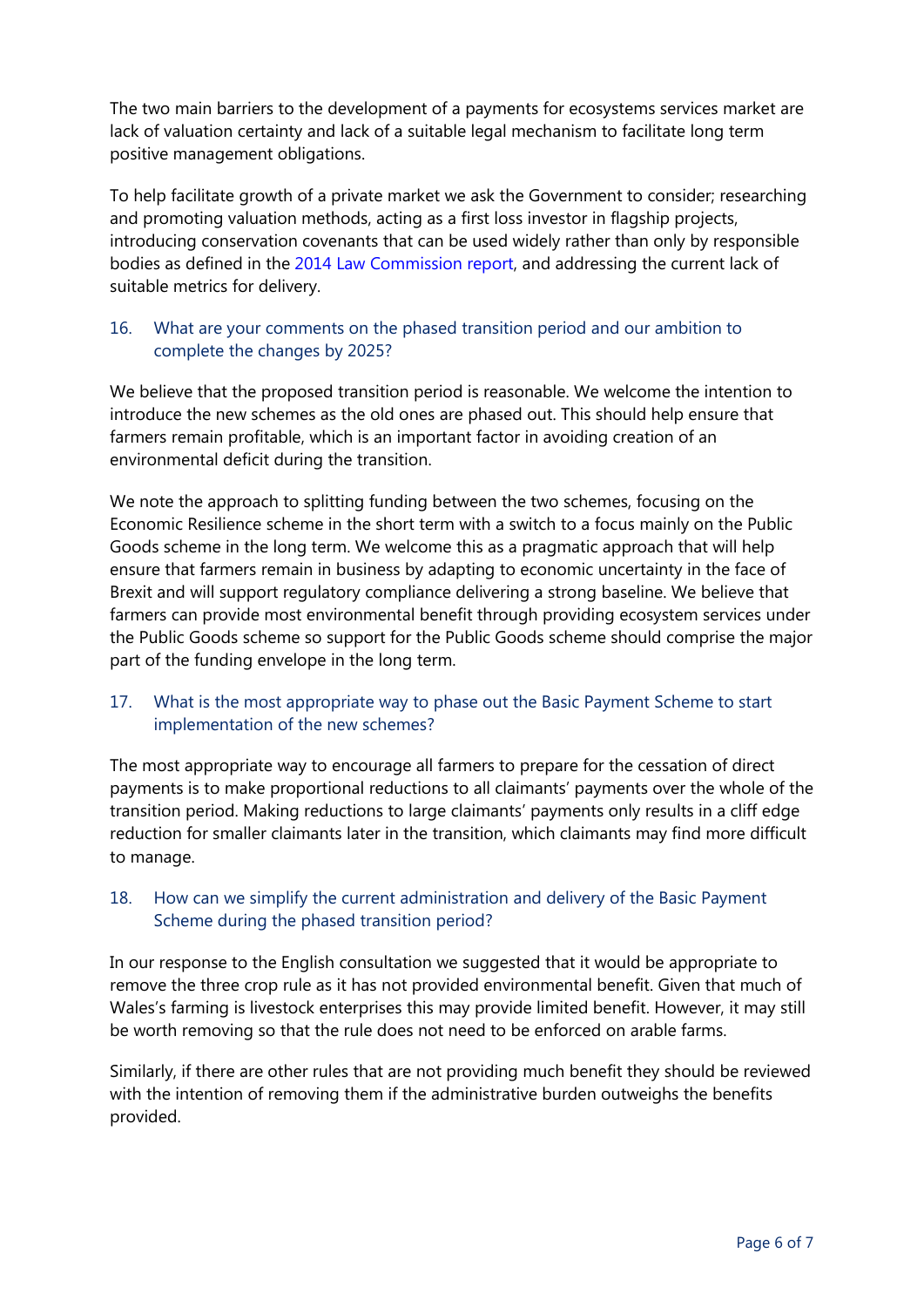The two main barriers to the development of a payments for ecosystems services market are lack of valuation certainty and lack of a suitable legal mechanism to facilitate long term positive management obligations.

To help facilitate growth of a private market we ask the Government to consider; researching and promoting valuation methods, acting as a first loss investor in flagship projects, introducing conservation covenants that can be used widely rather than only by responsible bodies as defined in the 2014 Law Commission report, and addressing the current lack of suitable metrics for delivery.

### 16. What are your comments on the phased transition period and our ambition to complete the changes by 2025?

We believe that the proposed transition period is reasonable. We welcome the intention to introduce the new schemes as the old ones are phased out. This should help ensure that farmers remain profitable, which is an important factor in avoiding creation of an environmental deficit during the transition.

We note the approach to splitting funding between the two schemes, focusing on the Economic Resilience scheme in the short term with a switch to a focus mainly on the Public Goods scheme in the long term. We welcome this as a pragmatic approach that will help ensure that farmers remain in business by adapting to economic uncertainty in the face of Brexit and will support regulatory compliance delivering a strong baseline. We believe that farmers can provide most environmental benefit through providing ecosystem services under the Public Goods scheme so support for the Public Goods scheme should comprise the major part of the funding envelope in the long term.

### 17. What is the most appropriate way to phase out the Basic Payment Scheme to start implementation of the new schemes?

The most appropriate way to encourage all farmers to prepare for the cessation of direct payments is to make proportional reductions to all claimants' payments over the whole of the transition period. Making reductions to large claimants' payments only results in a cliff edge reduction for smaller claimants later in the transition, which claimants may find more difficult to manage.

### 18. How can we simplify the current administration and delivery of the Basic Payment Scheme during the phased transition period?

In our response to the English consultation we suggested that it would be appropriate to remove the three crop rule as it has not provided environmental benefit. Given that much of Wales's farming is livestock enterprises this may provide limited benefit. However, it may still be worth removing so that the rule does not need to be enforced on arable farms.

Similarly, if there are other rules that are not providing much benefit they should be reviewed with the intention of removing them if the administrative burden outweighs the benefits provided.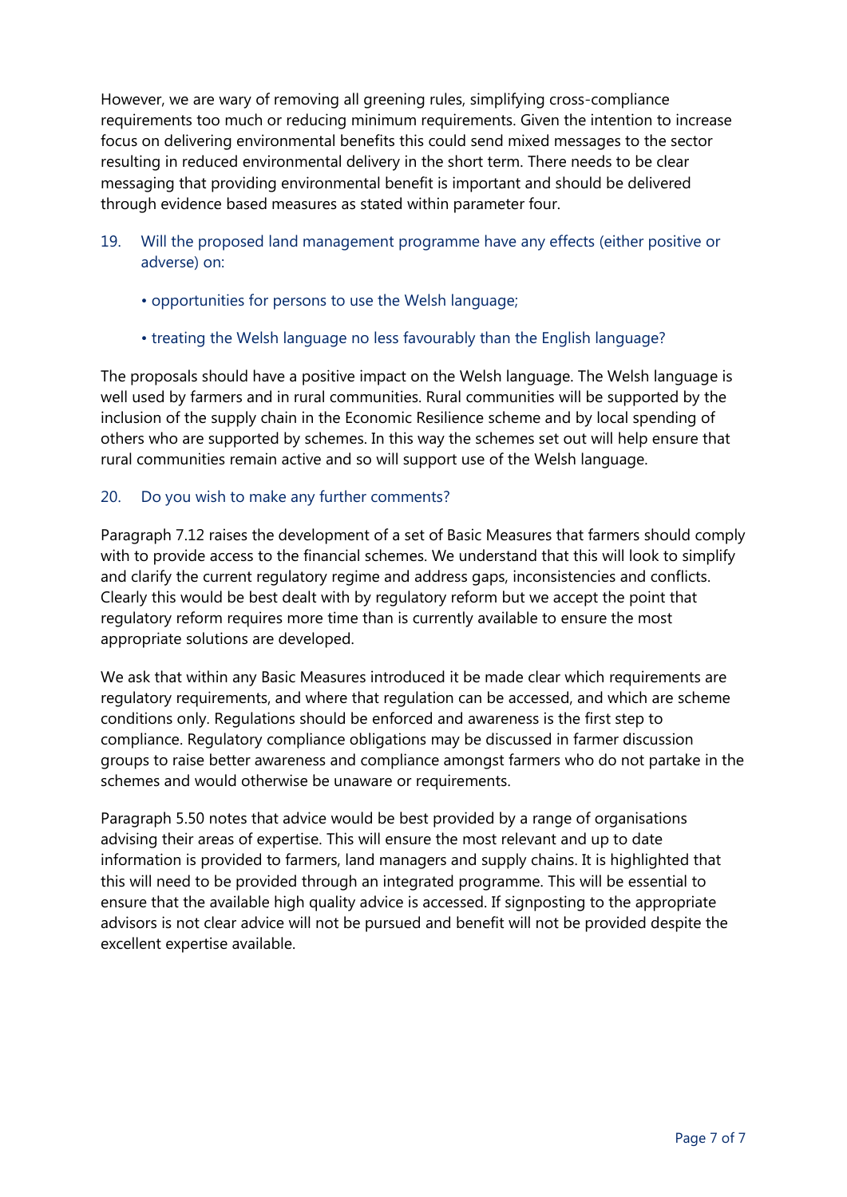However, we are wary of removing all greening rules, simplifying cross-compliance requirements too much or reducing minimum requirements. Given the intention to increase focus on delivering environmental benefits this could send mixed messages to the sector resulting in reduced environmental delivery in the short term. There needs to be clear messaging that providing environmental benefit is important and should be delivered through evidence based measures as stated within parameter four.

19. Will the proposed land management programme have any effects (either positive or adverse) on:

    • opportunities for persons to use the Welsh language;

    • treating the Welsh language no less favourably than the English language?

The proposals should have a positive impact on the Welsh language. The Welsh language is well used by farmers and in rural communities. Rural communities will be supported by the inclusion of the supply chain in the Economic Resilience scheme and by local spending of others who are supported by schemes. In this way the schemes set out will help ensure that rural communities remain active and so will support use of the Welsh language.

20. Do you wish to make any further comments?

Paragraph 7.12 raises the development of a set of Basic Measures that farmers should comply with to provide access to the financial schemes. We understand that this will look to simplify and clarify the current regulatory regime and address gaps, inconsistencies and conflicts. Clearly this would be best dealt with by regulatory reform but we accept the point that regulatory reform requires more time than is currently available to ensure the most appropriate solutions are developed.

We ask that within any Basic Measures introduced it be made clear which requirements are regulatory requirements, and where that regulation can be accessed, and which are scheme conditions only. Regulations should be enforced and awareness is the first step to compliance. Regulatory compliance obligations may be discussed in farmer discussion groups to raise better awareness and compliance amongst farmers who do not partake in the schemes and would otherwise be unaware or requirements.

Paragraph 5.50 notes that advice would be best provided by a range of organisations advising their areas of expertise. This will ensure the most relevant and up to date information is provided to farmers, land managers and supply chains. It is highlighted that this will need to be provided through an integrated programme. This will be essential to ensure that the available high quality advice is accessed. If signposting to the appropriate advisors is not clear advice will not be pursued and benefit will not be provided despite the excellent expertise available.